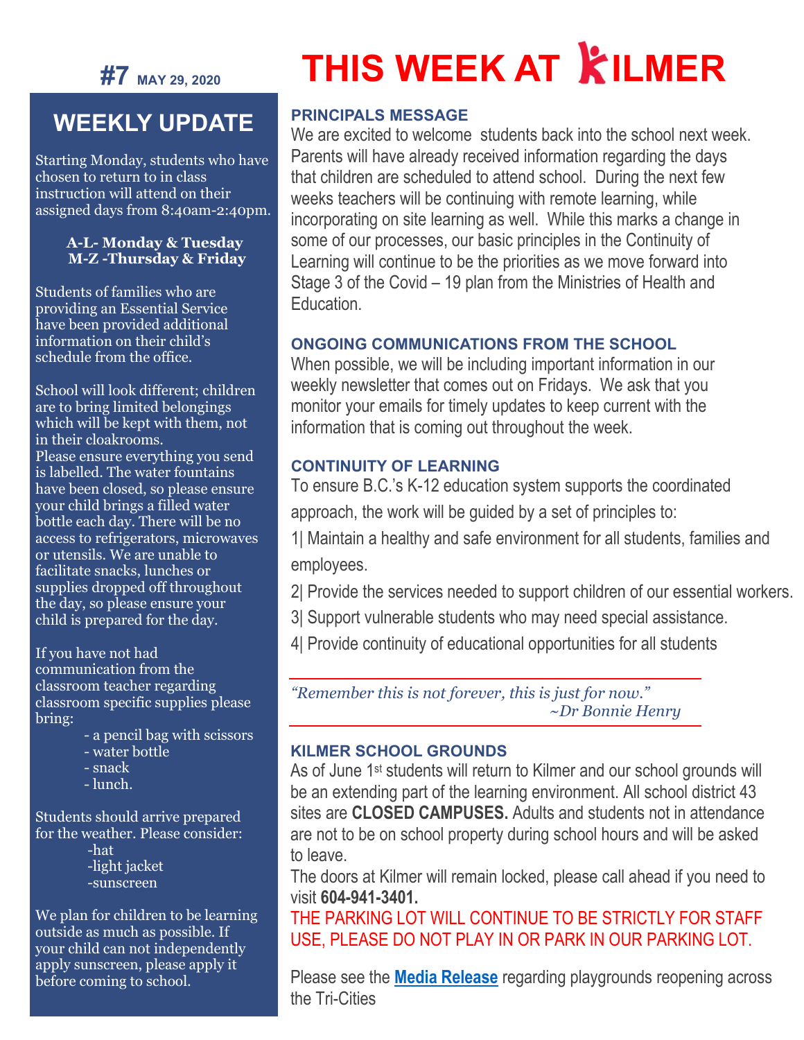# THIS WEEK AT KILMER

**#7** MAY 29, 2020

## WEEKLY UPDATE

Starting Monday, students who have chosen to return to in class instruction will attend on their assigned days from 8:40am-2:40pm.

**A-L- Monday & Tuesday**
**M-Z -Thursday & Friday**

Students of families who are providing an Essential Service have been provided additional information on their child's schedule from the office.

School will look different; children are to bring limited belongings which will be kept with them, not in their cloakrooms.
Please ensure everything you send is labelled. The water fountains have been closed, so please ensure your child brings a filled water bottle each day. There will be no access to refrigerators, microwaves or utensils. We are unable to facilitate snacks, lunches or supplies dropped off throughout the day, so please ensure your child is prepared for the day.

If you have not had communication from the classroom teacher regarding classroom specific supplies please bring:

- a pencil bag with scissors
- water bottle
- snack
- lunch.

Students should arrive prepared for the weather. Please consider:

- hat
- light jacket
- sunscreen

We plan for children to be learning outside as much as possible. If your child can not independently apply sunscreen, please apply it before coming to school.

### PRINCIPALS MESSAGE

We are excited to welcome students back into the school next week. Parents will have already received information regarding the days that children are scheduled to attend school. During the next few weeks teachers will be continuing with remote learning, while incorporating on site learning as well. While this marks a change in some of our processes, our basic principles in the Continuity of Learning will continue to be the priorities as we move forward into Stage 3 of the Covid – 19 plan from the Ministries of Health and Education.

### ONGOING COMMUNICATIONS FROM THE SCHOOL

When possible, we will be including important information in our weekly newsletter that comes out on Fridays. We ask that you monitor your emails for timely updates to keep current with the information that is coming out throughout the week.

### CONTINUITY OF LEARNING

To ensure B.C.'s K-12 education system supports the coordinated approach, the work will be guided by a set of principles to:

1| Maintain a healthy and safe environment for all students, families and employees.

2| Provide the services needed to support children of our essential workers.

3| Support vulnerable students who may need special assistance.

4| Provide continuity of educational opportunities for all students

*"Remember this is not forever, this is just for now."*
*~Dr Bonnie Henry*

### KILMER SCHOOL GROUNDS

As of June 1st students will return to Kilmer and our school grounds will be an extending part of the learning environment. All school district 43 sites are **CLOSED CAMPUSES.** Adults and students not in attendance are not to be on school property during school hours and will be asked to leave.

The doors at Kilmer will remain locked, please call ahead if you need to visit **604-941-3401.**

THE PARKING LOT WILL CONTINUE TO BE STRICTLY FOR STAFF USE, PLEASE DO NOT PLAY IN OR PARK IN OUR PARKING LOT.

Please see the **Media Release** regarding playgrounds reopening across the Tri-Cities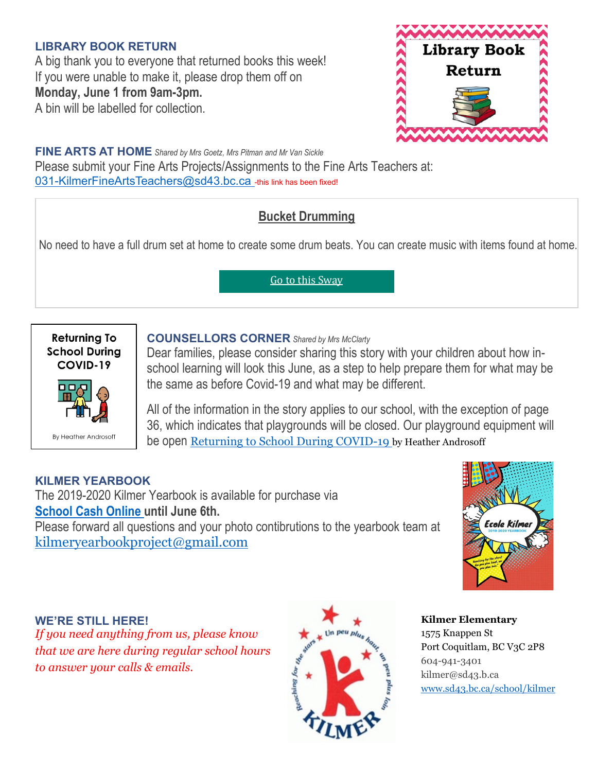## LIBRARY BOOK RETURN

A big thank you to everyone that returned books this week!
If you were unable to make it, please drop them off on
**Monday, June 1 from 9am-3pm.**
A bin will be labelled for collection.

Library Book Return

## FINE ARTS AT HOME *Shared by Mrs Goetz, Mrs Pitman and Mr Van Sickle*

Please submit your Fine Arts Projects/Assignments to the Fine Arts Teachers at:
031-KilmerFineArtsTeachers@sd43.bc.ca -this link has been fixed!

### Bucket Drumming

No need to have a full drum set at home to create some drum beats. You can create music with items found at home.

Go to this Sway

Returning To School During COVID-19

By Heather Androsoff

## COUNSELLORS CORNER *Shared by Mrs McClarty*

Dear families, please consider sharing this story with your children about how in-school learning will look this June, as a step to help prepare them for what may be the same as before Covid-19 and what may be different.

All of the information in the story applies to our school, with the exception of page 36, which indicates that playgrounds will be closed. Our playground equipment will be open Returning to School During COVID-19 by Heather Androsoff

## KILMER YEARBOOK

The 2019-2020 Kilmer Yearbook is available for purchase via
**School Cash Online until June 6th.**
Please forward all questions and your photo contibrutions to the yearbook team at
kilmeryearbookproject@gmail.com

## WE'RE STILL HERE!

*If you need anything from us, please know that we are here during regular school hours to answer your calls & emails.*

**Kilmer Elementary**
1575 Knappen St
Port Coquitlam, BC V3C 2P8
604-941-3401
kilmer@sd43.b.ca
www.sd43.bc.ca/school/kilmer